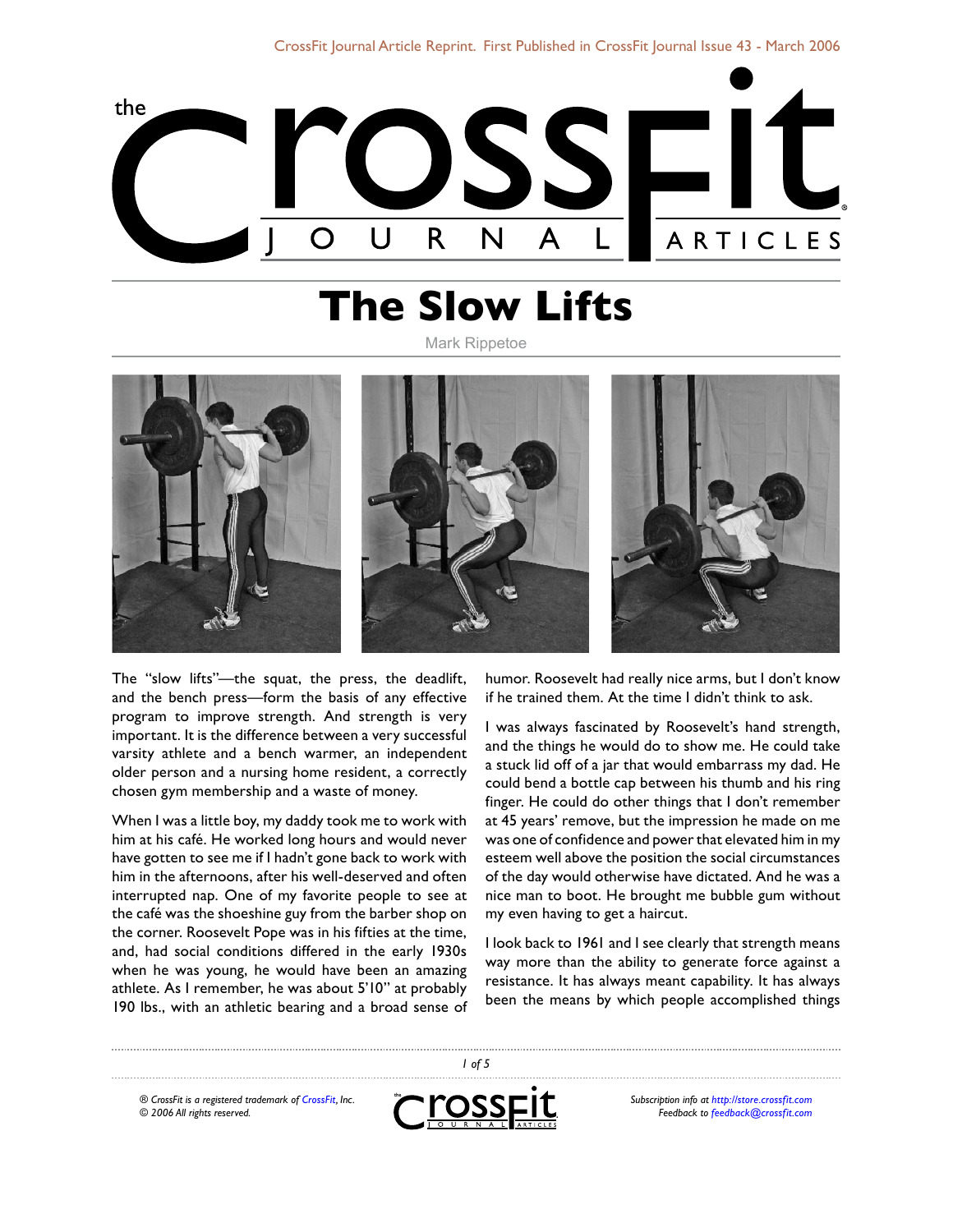# The Slow Lifts

Mark Rippetoe

The "slow lifts"—the squat, the press, the deadlift, and the bench press—form the basis of any effective program to improve strength. And strength is very important. It is the difference between a very successful varsity athlete and a bench warmer, an independent older person and a nursing home resident, a correctly chosen gym membership and a waste of money.

When I was a little boy, my daddy took me to work with him at his café. He worked long hours and would never have gotten to see me if I hadn't gone back to work with him in the afternoons, after his well-deserved and often interrupted nap. One of my favorite people to see at the café was the shoeshine guy from the barber shop on the corner. Roosevelt Pope was in his fifties at the time, and, had social conditions differed in the early 1930s when he was young, he would have been an amazing athlete. As I remember, he was about 5'10" at probably 190 lbs., with an athletic bearing and a broad sense of humor. Roosevelt had really nice arms, but I don't know if he trained them. At the time I didn't think to ask.

I was always fascinated by Roosevelt's hand strength, and the things he would do to show me. He could take a stuck lid off of a jar that would embarrass my dad. He could bend a bottle cap between his thumb and his ring finger. He could do other things that I don't remember at 45 years' remove, but the impression he made on me was one of confidence and power that elevated him in my esteem well above the position the social circumstances of the day would otherwise have dictated. And he was a nice man to boot. He brought me bubble gum without my even having to get a haircut.

I look back to 1961 and I see clearly that strength means way more than the ability to generate force against a resistance. It has always meant capability. It has always been the means by which people accomplished things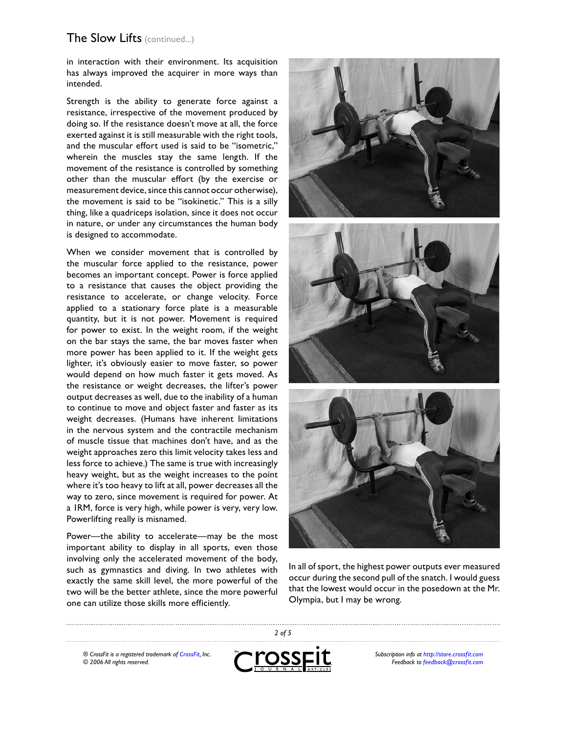in interaction with their environment. Its acquisition has always improved the acquirer in more ways than intended.

Strength is the ability to generate force against a resistance, irrespective of the movement produced by doing so. If the resistance doesn't move at all, the force exerted against it is still measurable with the right tools, and the muscular effort used is said to be "isometric," wherein the muscles stay the same length. If the movement of the resistance is controlled by something other than the muscular effort (by the exercise or measurement device, since this cannot occur otherwise), the movement is said to be "isokinetic." This is a silly thing, like a quadriceps isolation, since it does not occur in nature, or under any circumstances the human body is designed to accommodate.

When we consider movement that is controlled by the muscular force applied to the resistance, power becomes an important concept. Power is force applied to a resistance that causes the object providing the resistance to accelerate, or change velocity. Force applied to a stationary force plate is a measurable quantity, but it is not power. Movement is required for power to exist. In the weight room, if the weight on the bar stays the same, the bar moves faster when more power has been applied to it. If the weight gets lighter, it's obviously easier to move faster, so power would depend on how much faster it gets moved. As the resistance or weight decreases, the lifter's power output decreases as well, due to the inability of a human to continue to move and object faster and faster as its weight decreases. (Humans have inherent limitations in the nervous system and the contractile mechanism of muscle tissue that machines don't have, and as the weight approaches zero this limit velocity takes less and less force to achieve.) The same is true with increasingly heavy weight, but as the weight increases to the point where it's too heavy to lift at all, power decreases all the way to zero, since movement is required for power. At a 1RM, force is very high, while power is very, very low. Powerlifting really is misnamed.

Power—the ability to accelerate—may be the most important ability to display in all sports, even those involving only the accelerated movement of the body, such as gymnastics and diving. In two athletes with exactly the same skill level, the more powerful of the two will be the better athlete, since the more powerful one can utilize those skills more efficiently.

In all of sport, the highest power outputs ever measured occur during the second pull of the snatch. I would guess that the lowest would occur in the posedown at the Mr. Olympia, but I may be wrong.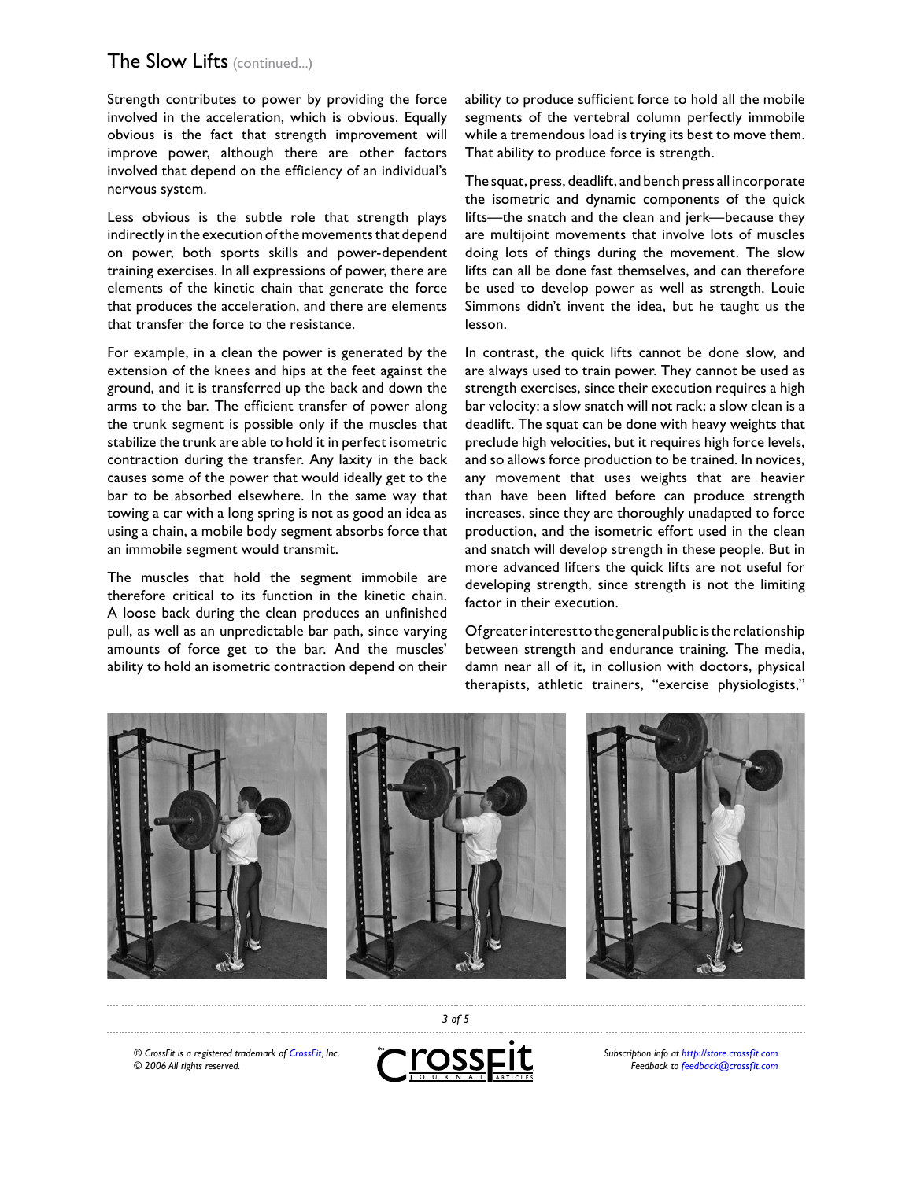## The Slow Lifts (continued...)

Strength contributes to power by providing the force involved in the acceleration, which is obvious. Equally obvious is the fact that strength improvement will improve power, although there are other factors involved that depend on the efficiency of an individual's nervous system.

Less obvious is the subtle role that strength plays indirectly in the execution of the movements that depend on power, both sports skills and power-dependent training exercises. In all expressions of power, there are elements of the kinetic chain that generate the force that produces the acceleration, and there are elements that transfer the force to the resistance.

For example, in a clean the power is generated by the extension of the knees and hips at the feet against the ground, and it is transferred up the back and down the arms to the bar. The efficient transfer of power along the trunk segment is possible only if the muscles that stabilize the trunk are able to hold it in perfect isometric contraction during the transfer. Any laxity in the back causes some of the power that would ideally get to the bar to be absorbed elsewhere. In the same way that towing a car with a long spring is not as good an idea as using a chain, a mobile body segment absorbs force that an immobile segment would transmit.

The muscles that hold the segment immobile are therefore critical to its function in the kinetic chain. A loose back during the clean produces an unfinished pull, as well as an unpredictable bar path, since varying amounts of force get to the bar. And the muscles' ability to hold an isometric contraction depend on their ability to produce sufficient force to hold all the mobile segments of the vertebral column perfectly immobile while a tremendous load is trying its best to move them. That ability to produce force is strength.

The squat, press, deadlift, and bench press all incorporate the isometric and dynamic components of the quick lifts—the snatch and the clean and jerk—because they are multijoint movements that involve lots of muscles doing lots of things during the movement. The slow lifts can all be done fast themselves, and can therefore be used to develop power as well as strength. Louie Simmons didn't invent the idea, but he taught us the lesson.

In contrast, the quick lifts cannot be done slow, and are always used to train power. They cannot be used as strength exercises, since their execution requires a high bar velocity: a slow snatch will not rack; a slow clean is a deadlift. The squat can be done with heavy weights that preclude high velocities, but it requires high force levels, and so allows force production to be trained. In novices, any movement that uses weights that are heavier than have been lifted before can produce strength increases, since they are thoroughly unadapted to force production, and the isometric effort used in the clean and snatch will develop strength in these people. But in more advanced lifters the quick lifts are not useful for developing strength, since strength is not the limiting factor in their execution.

Of greater interest to the general public is the relationship between strength and endurance training. The media, damn near all of it, in collusion with doctors, physical therapists, athletic trainers, "exercise physiologists,"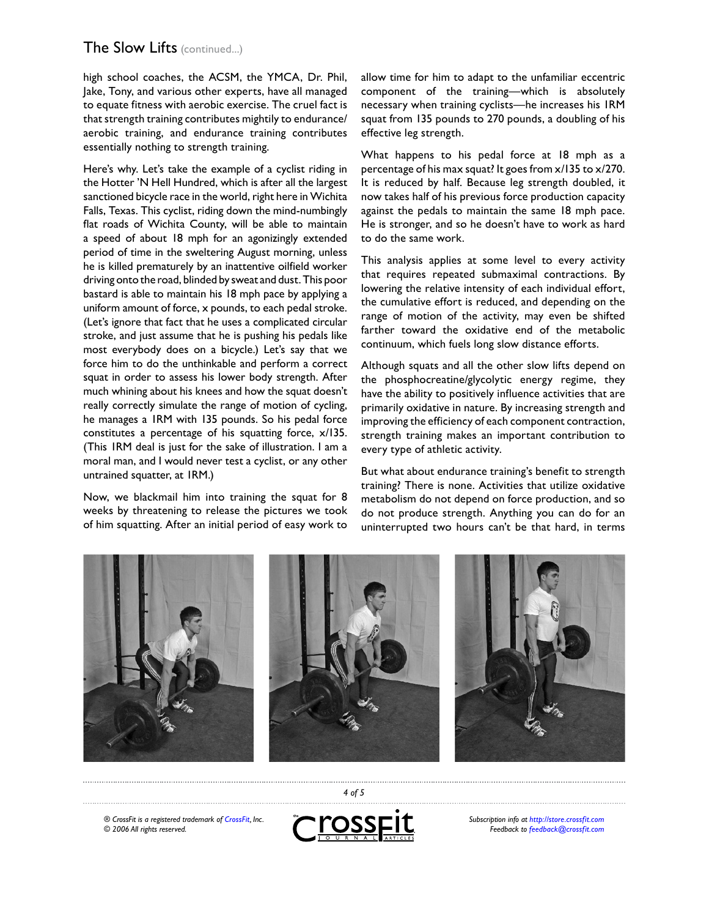high school coaches, the ACSM, the YMCA, Dr. Phil, Jake, Tony, and various other experts, have all managed to equate fitness with aerobic exercise. The cruel fact is that strength training contributes mightily to endurance/aerobic training, and endurance training contributes essentially nothing to strength training.

Here's why. Let's take the example of a cyclist riding in the Hotter 'N Hell Hundred, which is after all the largest sanctioned bicycle race in the world, right here in Wichita Falls, Texas. This cyclist, riding down the mind-numbingly flat roads of Wichita County, will be able to maintain a speed of about 18 mph for an agonizingly extended period of time in the sweltering August morning, unless he is killed prematurely by an inattentive oilfield worker driving onto the road, blinded by sweat and dust. This poor bastard is able to maintain his 18 mph pace by applying a uniform amount of force, x pounds, to each pedal stroke. (Let's ignore that fact that he uses a complicated circular stroke, and just assume that he is pushing his pedals like most everybody does on a bicycle.) Let's say that we force him to do the unthinkable and perform a correct squat in order to assess his lower body strength. After much whining about his knees and how the squat doesn't really correctly simulate the range of motion of cycling, he manages a 1RM with 135 pounds. So his pedal force constitutes a percentage of his squatting force, x/135. (This 1RM deal is just for the sake of illustration. I am a moral man, and I would never test a cyclist, or any other untrained squatter, at 1RM.)

Now, we blackmail him into training the squat for 8 weeks by threatening to release the pictures we took of him squatting. After an initial period of easy work to allow time for him to adapt to the unfamiliar eccentric component of the training—which is absolutely necessary when training cyclists—he increases his 1RM squat from 135 pounds to 270 pounds, a doubling of his effective leg strength.

What happens to his pedal force at 18 mph as a percentage of his max squat? It goes from x/135 to x/270. It is reduced by half. Because leg strength doubled, it now takes half of his previous force production capacity against the pedals to maintain the same 18 mph pace. He is stronger, and so he doesn't have to work as hard to do the same work.

This analysis applies at some level to every activity that requires repeated submaximal contractions. By lowering the relative intensity of each individual effort, the cumulative effort is reduced, and depending on the range of motion of the activity, may even be shifted farther toward the oxidative end of the metabolic continuum, which fuels long slow distance efforts.

Although squats and all the other slow lifts depend on the phosphocreatine/glycolytic energy regime, they have the ability to positively influence activities that are primarily oxidative in nature. By increasing strength and improving the efficiency of each component contraction, strength training makes an important contribution to every type of athletic activity.

But what about endurance training's benefit to strength training? There is none. Activities that utilize oxidative metabolism do not depend on force production, and so do not produce strength. Anything you can do for an uninterrupted two hours can't be that hard, in terms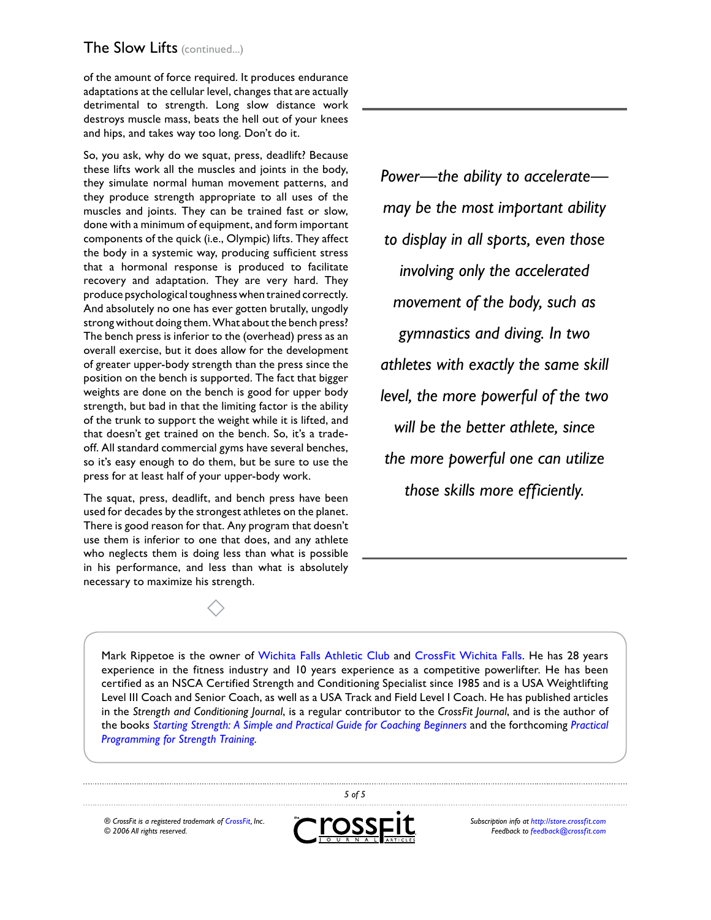of the amount of force required. It produces endurance adaptations at the cellular level, changes that are actually detrimental to strength. Long slow distance work destroys muscle mass, beats the hell out of your knees and hips, and takes way too long. Don't do it.

So, you ask, why do we squat, press, deadlift? Because these lifts work all the muscles and joints in the body, they simulate normal human movement patterns, and they produce strength appropriate to all uses of the muscles and joints. They can be trained fast or slow, done with a minimum of equipment, and form important components of the quick (i.e., Olympic) lifts. They affect the body in a systemic way, producing sufficient stress that a hormonal response is produced to facilitate recovery and adaptation. They are very hard. They produce psychological toughness when trained correctly. And absolutely no one has ever gotten brutally, ungodly strong without doing them. What about the bench press? The bench press is inferior to the (overhead) press as an overall exercise, but it does allow for the development of greater upper-body strength than the press since the position on the bench is supported. The fact that bigger weights are done on the bench is good for upper body strength, but bad in that the limiting factor is the ability of the trunk to support the weight while it is lifted, and that doesn't get trained on the bench. So, it's a trade-off. All standard commercial gyms have several benches, so it's easy enough to do them, but be sure to use the press for at least half of your upper-body work.

The squat, press, deadlift, and bench press have been used for decades by the strongest athletes on the planet. There is good reason for that. Any program that doesn't use them is inferior to one that does, and any athlete who neglects them is doing less than what is possible in his performance, and less than what is absolutely necessary to maximize his strength.

*Power—the ability to accelerate—may be the most important ability to display in all sports, even those involving only the accelerated movement of the body, such as gymnastics and diving. In two athletes with exactly the same skill level, the more powerful of the two will be the better athlete, since the more powerful one can utilize those skills more efficiently.*

◇

Mark Rippetoe is the owner of Wichita Falls Athletic Club and CrossFit Wichita Falls. He has 28 years experience in the fitness industry and 10 years experience as a competitive powerlifter. He has been certified as an NSCA Certified Strength and Conditioning Specialist since 1985 and is a USA Weightlifting Level III Coach and Senior Coach, as well as a USA Track and Field Level I Coach. He has published articles in the *Strength and Conditioning Journal*, is a regular contributor to the *CrossFit Journal*, and is the author of the books *Starting Strength: A Simple and Practical Guide for Coaching Beginners* and the forthcoming *Practical Programming for Strength Training*.